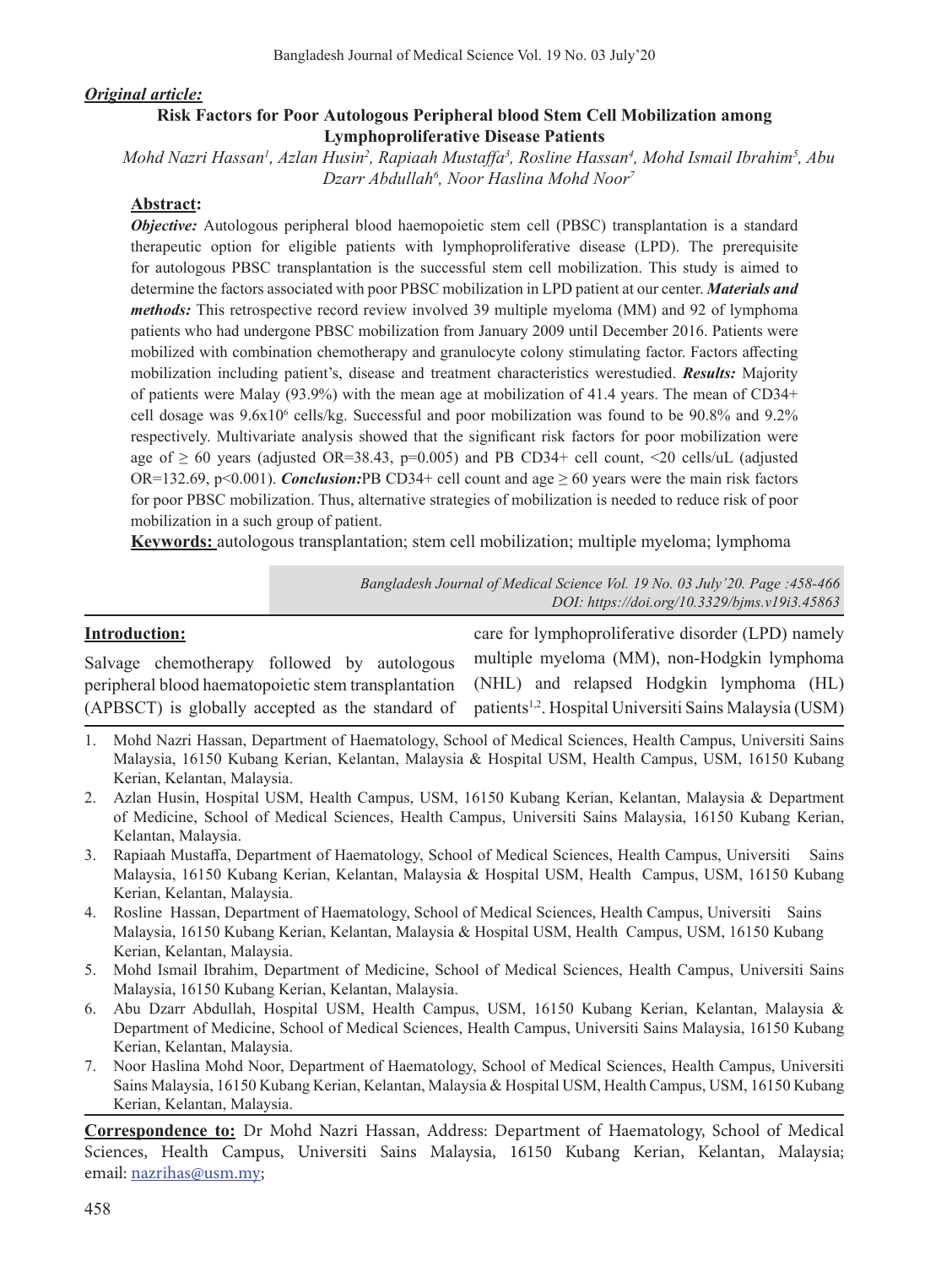***Original article:***

# Risk Factors for Poor Autologous Peripheral blood Stem Cell Mobilization among Lymphoproliferative Disease Patients

*Mohd Nazri Hassan[1], Azlan Husin[2], Rapiaah Mustaffa[3], Rosline Hassan[4], Mohd Ismail Ibrahim[5], Abu Dzarr Abdullah[6], Noor Haslina Mohd Noor[7]*

## Abstract:

***Objective:*** Autologous peripheral blood haemopoietic stem cell (PBSC) transplantation is a standard therapeutic option for eligible patients with lymphoproliferative disease (LPD). The prerequisite for autologous PBSC transplantation is the successful stem cell mobilization. This study is aimed to determine the factors associated with poor PBSC mobilization in LPD patient at our center. ***Materials and methods:*** This retrospective record review involved 39 multiple myeloma (MM) and 92 of lymphoma patients who had undergone PBSC mobilization from January 2009 until December 2016. Patients were mobilized with combination chemotherapy and granulocyte colony stimulating factor. Factors affecting mobilization including patient's, disease and treatment characteristics werestudied. ***Results:*** Majority of patients were Malay (93.9%) with the mean age at mobilization of 41.4 years. The mean of CD34+ cell dosage was $9.6x10^6$ cells/kg. Successful and poor mobilization was found to be 90.8% and 9.2% respectively. Multivariate analysis showed that the significant risk factors for poor mobilization were age of ≥ 60 years (adjusted OR=38.43, p=0.005) and PB CD34+ cell count, <20 cells/uL (adjusted OR=132.69, p<0.001). ***Conclusion:***PB CD34+ cell count and age ≥ 60 years were the main risk factors for poor PBSC mobilization. Thus, alternative strategies of mobilization is needed to reduce risk of poor mobilization in a such group of patient.

**Keywords:** autologous transplantation; stem cell mobilization; multiple myeloma; lymphoma

*DOI: https://doi.org/10.3329/bjms.v19i3.45863*

## Introduction:

Salvage chemotherapy followed by autologous peripheral blood haematopoietic stem transplantation (APBSCT) is globally accepted as the standard of care for lymphoproliferative disorder (LPD) namely multiple myeloma (MM), non-Hodgkin lymphoma (NHL) and relapsed Hodgkin lymphoma (HL) patients[1,2]. Hospital Universiti Sains Malaysia (USM)

1. Mohd Nazri Hassan, Department of Haematology, School of Medical Sciences, Health Campus, Universiti Sains Malaysia, 16150 Kubang Kerian, Kelantan, Malaysia & Hospital USM, Health Campus, USM, 16150 Kubang Kerian, Kelantan, Malaysia.
2. Azlan Husin, Hospital USM, Health Campus, USM, 16150 Kubang Kerian, Kelantan, Malaysia & Department of Medicine, School of Medical Sciences, Health Campus, Universiti Sains Malaysia, 16150 Kubang Kerian, Kelantan, Malaysia.
3. Rapiaah Mustaffa, Department of Haematology, School of Medical Sciences, Health Campus, Universiti Sains Malaysia, 16150 Kubang Kerian, Kelantan, Malaysia & Hospital USM, Health Campus, USM, 16150 Kubang Kerian, Kelantan, Malaysia.
4. Rosline Hassan, Department of Haematology, School of Medical Sciences, Health Campus, Universiti Sains Malaysia, 16150 Kubang Kerian, Kelantan, Malaysia & Hospital USM, Health Campus, USM, 16150 Kubang Kerian, Kelantan, Malaysia.
5. Mohd Ismail Ibrahim, Department of Medicine, School of Medical Sciences, Health Campus, Universiti Sains Malaysia, 16150 Kubang Kerian, Kelantan, Malaysia.
6. Abu Dzarr Abdullah, Hospital USM, Health Campus, USM, 16150 Kubang Kerian, Kelantan, Malaysia & Department of Medicine, School of Medical Sciences, Health Campus, Universiti Sains Malaysia, 16150 Kubang Kerian, Kelantan, Malaysia.
7. Noor Haslina Mohd Noor, Department of Haematology, School of Medical Sciences, Health Campus, Universiti Sains Malaysia, 16150 Kubang Kerian, Kelantan, Malaysia & Hospital USM, Health Campus, USM, 16150 Kubang Kerian, Kelantan, Malaysia.

**Correspondence to:** Dr Mohd Nazri Hassan, Address: Department of Haematology, School of Medical Sciences, Health Campus, Universiti Sains Malaysia, 16150 Kubang Kerian, Kelantan, Malaysia; email: nazrihas@usm.my;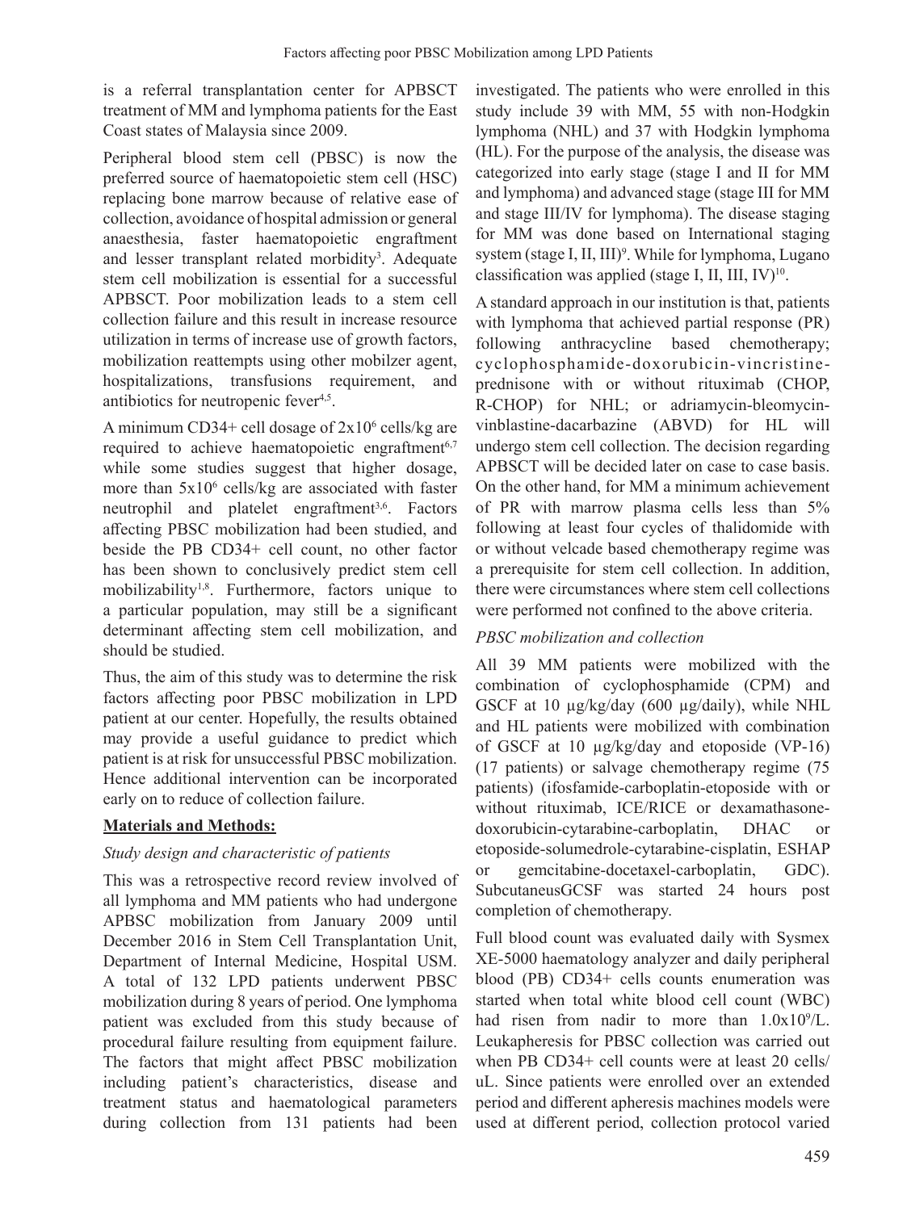is a referral transplantation center for APBSCT treatment of MM and lymphoma patients for the East Coast states of Malaysia since 2009.

Peripheral blood stem cell (PBSC) is now the preferred source of haematopoietic stem cell (HSC) replacing bone marrow because of relative ease of collection, avoidance of hospital admission or general anaesthesia, faster haematopoietic engraftment and lesser transplant related morbidity[3]. Adequate stem cell mobilization is essential for a successful APBSCT. Poor mobilization leads to a stem cell collection failure and this result in increase resource utilization in terms of increase use of growth factors, mobilization reattempts using other mobilzer agent, hospitalizations, transfusions requirement, and antibiotics for neutropenic fever[4,5].

A minimum CD34+ cell dosage of $2x10^6$ cells/kg are required to achieve haematopoietic engraftment[6,7] while some studies suggest that higher dosage, more than $5x10^6$ cells/kg are associated with faster neutrophil and platelet engraftment[3,6]. Factors affecting PBSC mobilization had been studied, and beside the PB CD34+ cell count, no other factor has been shown to conclusively predict stem cell mobilizability[1,8]. Furthermore, factors unique to a particular population, may still be a significant determinant affecting stem cell mobilization, and should be studied.

Thus, the aim of this study was to determine the risk factors affecting poor PBSC mobilization in LPD patient at our center. Hopefully, the results obtained may provide a useful guidance to predict which patient is at risk for unsuccessful PBSC mobilization. Hence additional intervention can be incorporated early on to reduce of collection failure.

## Materials and Methods:

### *Study design and characteristic of patients*

This was a retrospective record review involved of all lymphoma and MM patients who had undergone APBSC mobilization from January 2009 until December 2016 in Stem Cell Transplantation Unit, Department of Internal Medicine, Hospital USM. A total of 132 LPD patients underwent PBSC mobilization during 8 years of period. One lymphoma patient was excluded from this study because of procedural failure resulting from equipment failure. The factors that might affect PBSC mobilization including patient's characteristics, disease and treatment status and haematological parameters during collection from 131 patients had been investigated. The patients who were enrolled in this study include 39 with MM, 55 with non-Hodgkin lymphoma (NHL) and 37 with Hodgkin lymphoma (HL). For the purpose of the analysis, the disease was categorized into early stage (stage I and II for MM and lymphoma) and advanced stage (stage III for MM and stage III/IV for lymphoma). The disease staging for MM was done based on International staging system (stage I, II, III)[9]. While for lymphoma, Lugano classification was applied (stage I, II, III, IV)[10].

A standard approach in our institution is that, patients with lymphoma that achieved partial response (PR) following anthracycline based chemotherapy; cyclophosphamide-doxorubicin-vincristine-prednisone with or without rituximab (CHOP, R-CHOP) for NHL; or adriamycin-bleomycin-vinblastine-dacarbazine (ABVD) for HL will undergo stem cell collection. The decision regarding APBSCT will be decided later on case to case basis. On the other hand, for MM a minimum achievement of PR with marrow plasma cells less than 5% following at least four cycles of thalidomide with or without velcade based chemotherapy regime was a prerequisite for stem cell collection. In addition, there were circumstances where stem cell collections were performed not confined to the above criteria.

### *PBSC mobilization and collection*

All 39 MM patients were mobilized with the combination of cyclophosphamide (CPM) and GSCF at 10 µg/kg/day (600 µg/daily), while NHL and HL patients were mobilized with combination of GSCF at 10 µg/kg/day and etoposide (VP-16) (17 patients) or salvage chemotherapy regime (75 patients) (ifosfamide-carboplatin-etoposide with or without rituximab, ICE/RICE or dexamathasone-doxorubicin-cytarabine-carboplatin, DHAC or etoposide-solumedrole-cytarabine-cisplatin, ESHAP or gemcitabine-docetaxel-carboplatin, GDC). SubcutaneusGCSF was started 24 hours post completion of chemotherapy.

Full blood count was evaluated daily with Sysmex XE-5000 haematology analyzer and daily peripheral blood (PB) CD34+ cells counts enumeration was started when total white blood cell count (WBC) had risen from nadir to more than $1.0x10^9$/L. Leukapheresis for PBSC collection was carried out when PB CD34+ cell counts were at least 20 cells/uL. Since patients were enrolled over an extended period and different apheresis machines models were used at different period, collection protocol varied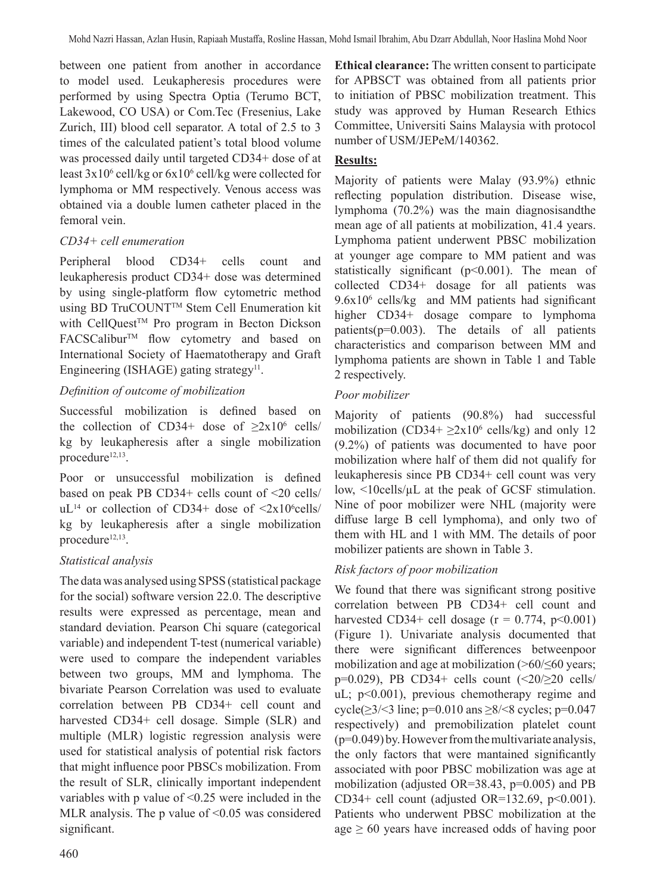between one patient from another in accordance to model used. Leukapheresis procedures were performed by using Spectra Optia (Terumo BCT, Lakewood, CO USA) or Com.Tec (Fresenius, Lake Zurich, III) blood cell separator. A total of 2.5 to 3 times of the calculated patient's total blood volume was processed daily until targeted CD34+ dose of at least $3x10^6$ cell/kg or $6x10^6$ cell/kg were collected for lymphoma or MM respectively. Venous access was obtained via a double lumen catheter placed in the femoral vein.

*CD34+ cell enumeration*

Peripheral blood CD34+ cells count and leukapheresis product CD34+ dose was determined by using single-platform flow cytometric method using BD TruCOUNT™ Stem Cell Enumeration kit with CellQuest™ Pro program in Becton Dickson FACSCalibur™ flow cytometry and based on International Society of Haematotherapy and Graft Engineering (ISHAGE) gating strategy[11].

*Definition of outcome of mobilization*

Successful mobilization is defined based on the collection of CD34+ dose of $\geq 2x10^6$ cells/kg by leukapheresis after a single mobilization procedure[12,13].

Poor or unsuccessful mobilization is defined based on peak PB CD34+ cells count of <20 cells/uL[14] or collection of CD34+ dose of $<2x10^6$cells/kg by leukapheresis after a single mobilization procedure[12,13].

*Statistical analysis*

The data was analysed using SPSS (statistical package for the social) software version 22.0. The descriptive results were expressed as percentage, mean and standard deviation. Pearson Chi square (categorical variable) and independent T-test (numerical variable) were used to compare the independent variables between two groups, MM and lymphoma. The bivariate Pearson Correlation was used to evaluate correlation between PB CD34+ cell count and harvested CD34+ cell dosage. Simple (SLR) and multiple (MLR) logistic regression analysis were used for statistical analysis of potential risk factors that might influence poor PBSCs mobilization. From the result of SLR, clinically important independent variables with p value of <0.25 were included in the MLR analysis. The p value of <0.05 was considered significant.

**Ethical clearance:** The written consent to participate for APBSCT was obtained from all patients prior to initiation of PBSC mobilization treatment. This study was approved by Human Research Ethics Committee, Universiti Sains Malaysia with protocol number of USM/JEPeM/140362.

**Results:**

Majority of patients were Malay (93.9%) ethnic reflecting population distribution. Disease wise, lymphoma (70.2%) was the main diagnosisandthe mean age of all patients at mobilization, 41.4 years. Lymphoma patient underwent PBSC mobilization at younger age compare to MM patient and was statistically significant (p<0.001). The mean of collected CD34+ dosage for all patients was $9.6x10^6$ cells/kg and MM patients had significant higher CD34+ dosage compare to lymphoma patients(p=0.003). The details of all patients characteristics and comparison between MM and lymphoma patients are shown in Table 1 and Table 2 respectively.

*Poor mobilizer*

Majority of patients (90.8%) had successful mobilization (CD34+ $\geq 2x10^6$ cells/kg) and only 12 (9.2%) of patients was documented to have poor mobilization where half of them did not qualify for leukapheresis since PB CD34+ cell count was very low, <10cells/µL at the peak of GCSF stimulation. Nine of poor mobilizer were NHL (majority were diffuse large B cell lymphoma), and only two of them with HL and 1 with MM. The details of poor mobilizer patients are shown in Table 3.

*Risk factors of poor mobilization*

We found that there was significant strong positive correlation between PB CD34+ cell count and harvested CD34+ cell dosage (r = 0.774, p<0.001) (Figure 1). Univariate analysis documented that there were significant differences betweenpoor mobilization and age at mobilization (>60/≤60 years; p=0.029), PB CD34+ cells count (<20/≥20 cells/uL; p<0.001), previous chemotherapy regime and cycle(≥3/<3 line; p=0.010 ans ≥8/<8 cycles; p=0.047 respectively) and premobilization platelet count (p=0.049) by. However from the multivariate analysis, the only factors that were mantained significantly associated with poor PBSC mobilization was age at mobilization (adjusted OR=38.43, p=0.005) and PB CD34+ cell count (adjusted OR=132.69, p<0.001). Patients who underwent PBSC mobilization at the age ≥ 60 years have increased odds of having poor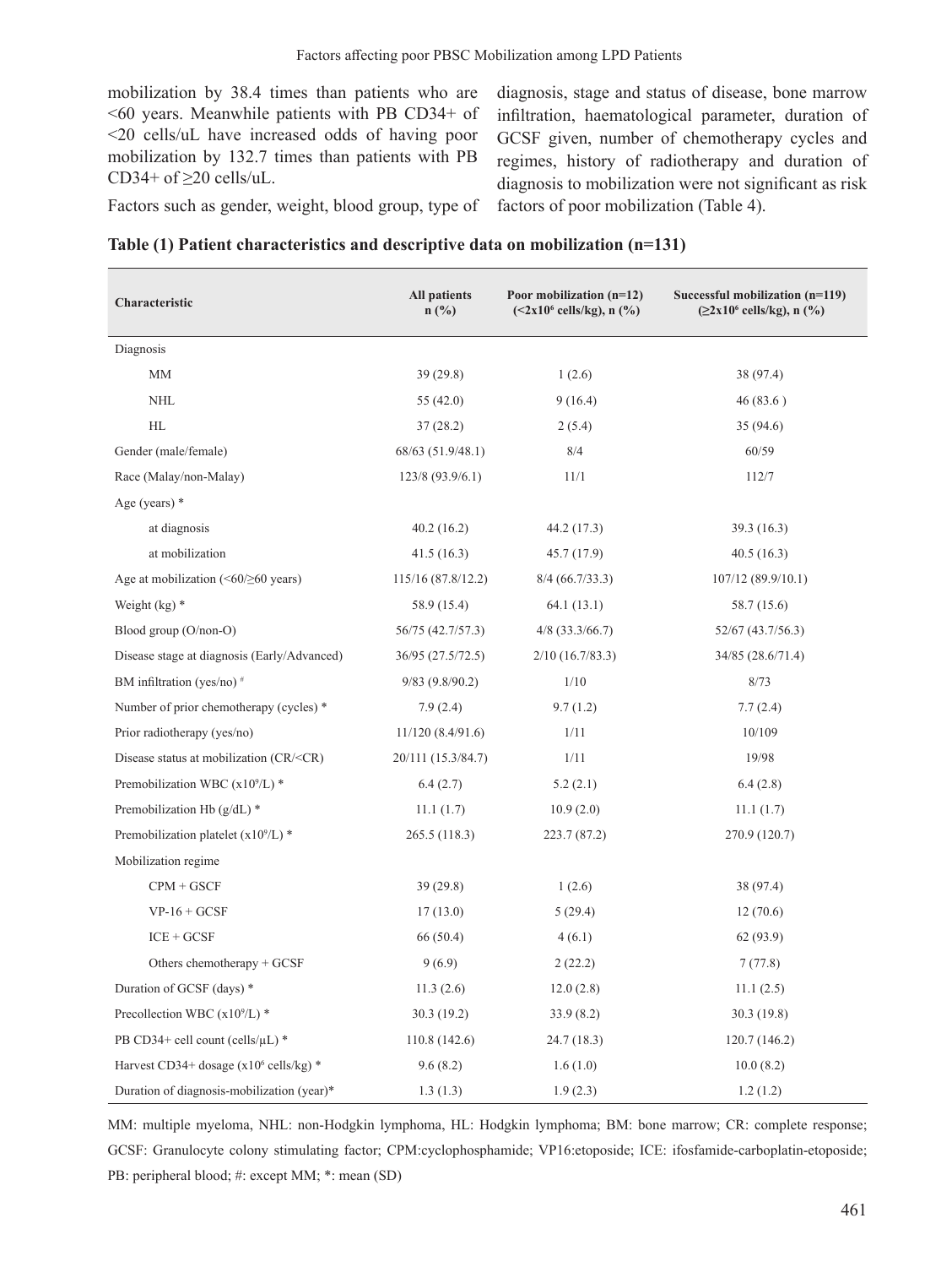mobilization by 38.4 times than patients who are <60 years. Meanwhile patients with PB CD34+ of <20 cells/uL have increased odds of having poor mobilization by 132.7 times than patients with PB CD34+ of ≥20 cells/uL.

Factors such as gender, weight, blood group, type of diagnosis, stage and status of disease, bone marrow infiltration, haematological parameter, duration of GCSF given, number of chemotherapy cycles and regimes, history of radiotherapy and duration of diagnosis to mobilization were not significant as risk factors of poor mobilization (Table 4).

**Table (1) Patient characteristics and descriptive data on mobilization (n=131)**

| Characteristic | All patients n (%) | Poor mobilization (n=12) (<$2x10^6$ cells/kg), n (%) | Successful mobilization (n=119) (≥$2x10^6$ cells/kg), n (%) |
|---|---|---|---|
| Diagnosis | | | |
| MM | 39 (29.8) | 1 (2.6) | 38 (97.4) |
| NHL | 55 (42.0) | 9 (16.4) | 46 (83.6 ) |
| HL | 37 (28.2) | 2 (5.4) | 35 (94.6) |
| Gender (male/female) | 68/63 (51.9/48.1) | 8/4 | 60/59 |
| Race (Malay/non-Malay) | 123/8 (93.9/6.1) | 11/1 | 112/7 |
| Age (years) * | | | |
| at diagnosis | 40.2 (16.2) | 44.2 (17.3) | 39.3 (16.3) |
| at mobilization | 41.5 (16.3) | 45.7 (17.9) | 40.5 (16.3) |
| Age at mobilization (<60/≥60 years) | 115/16 (87.8/12.2) | 8/4 (66.7/33.3) | 107/12 (89.9/10.1) |
| Weight (kg) * | 58.9 (15.4) | 64.1 (13.1) | 58.7 (15.6) |
| Blood group (O/non-O) | 56/75 (42.7/57.3) | 4/8 (33.3/66.7) | 52/67 (43.7/56.3) |
| Disease stage at diagnosis (Early/Advanced) | 36/95 (27.5/72.5) | 2/10 (16.7/83.3) | 34/85 (28.6/71.4) |
| BM infiltration (yes/no) # | 9/83 (9.8/90.2) | 1/10 | 8/73 |
| Number of prior chemotherapy (cycles) * | 7.9 (2.4) | 9.7 (1.2) | 7.7 (2.4) |
| Prior radiotherapy (yes/no) | 11/120 (8.4/91.6) | 1/11 | 10/109 |
| Disease status at mobilization (CR/<CR) | 20/111 (15.3/84.7) | 1/11 | 19/98 |
| Premobilization WBC ($x10^9$/L) * | 6.4 (2.7) | 5.2 (2.1) | 6.4 (2.8) |
| Premobilization Hb (g/dL) * | 11.1 (1.7) | 10.9 (2.0) | 11.1 (1.7) |
| Premobilization platelet ($x10^9$/L) * | 265.5 (118.3) | 223.7 (87.2) | 270.9 (120.7) |
| Mobilization regime | | | |
| CPM + GSCF | 39 (29.8) | 1 (2.6) | 38 (97.4) |
| VP-16 + GCSF | 17 (13.0) | 5 (29.4) | 12 (70.6) |
| ICE + GCSF | 66 (50.4) | 4 (6.1) | 62 (93.9) |
| Others chemotherapy + GCSF | 9 (6.9) | 2 (22.2) | 7 (77.8) |
| Duration of GCSF (days) * | 11.3 (2.6) | 12.0 (2.8) | 11.1 (2.5) |
| Precollection WBC ($x10^9$/L) * | 30.3 (19.2) | 33.9 (8.2) | 30.3 (19.8) |
| PB CD34+ cell count (cells/µL) * | 110.8 (142.6) | 24.7 (18.3) | 120.7 (146.2) |
| Harvest CD34+ dosage ($x10^6$ cells/kg) * | 9.6 (8.2) | 1.6 (1.0) | 10.0 (8.2) |
| Duration of diagnosis-mobilization (year)* | 1.3 (1.3) | 1.9 (2.3) | 1.2 (1.2) |

MM: multiple myeloma, NHL: non-Hodgkin lymphoma, HL: Hodgkin lymphoma; BM: bone marrow; CR: complete response; GCSF: Granulocyte colony stimulating factor; CPM:cyclophosphamide; VP16:etoposide; ICE: ifosfamide-carboplatin-etoposide; PB: peripheral blood; #: except MM; *: mean (SD)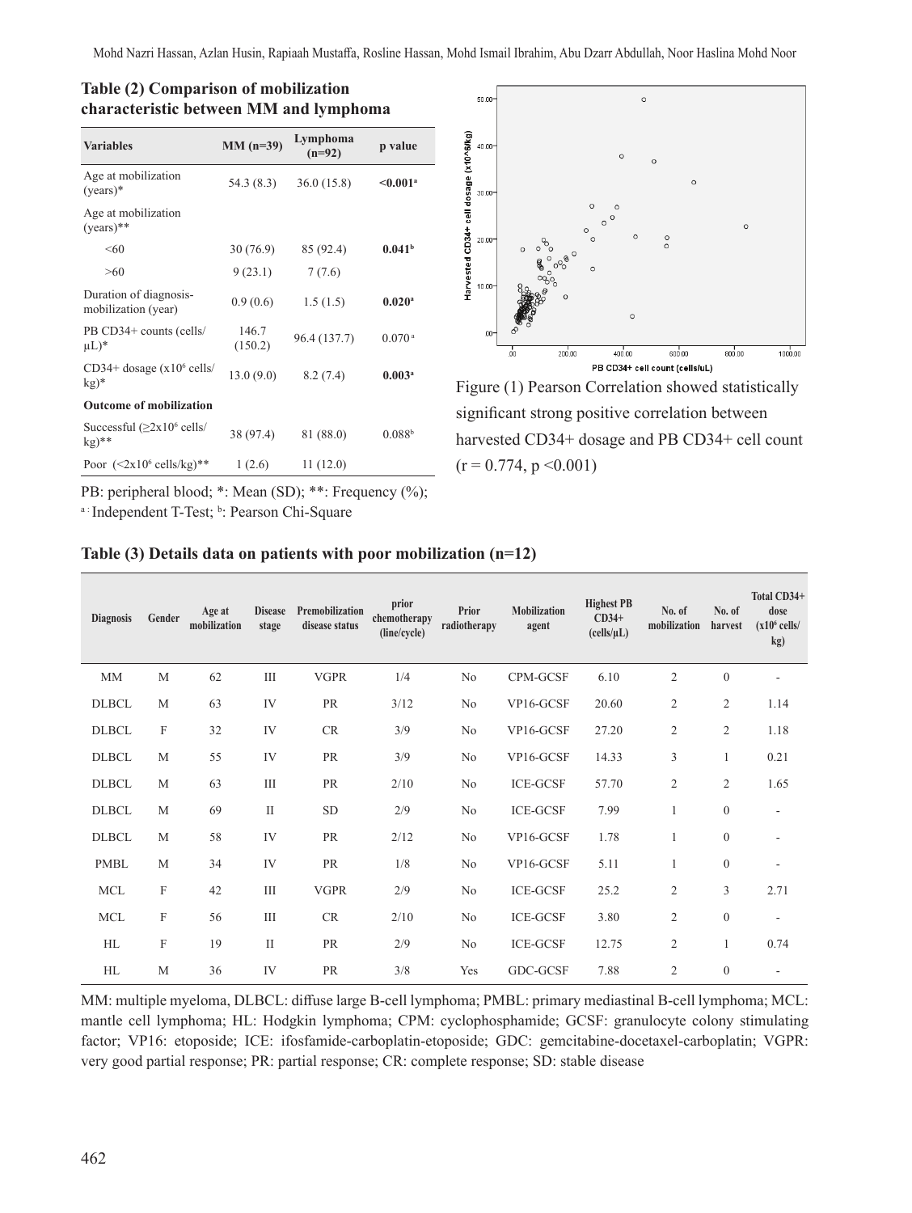**Table (2) Comparison of mobilization characteristic between MM and lymphoma**

| Variables | MM (n=39) | Lymphoma (n=92) | p value |
|---|---|---|---|
| Age at mobilization (years)* | 54.3 (8.3) | 36.0 (15.8) | **<0.001**[a] |
| Age at mobilization (years)** | | | |
| <60 | 30 (76.9) | 85 (92.4) | **0.041**[b] |
| >60 | 9 (23.1) | 7 (7.6) | |
| Duration of diagnosis-mobilization (year) | 0.9 (0.6) | 1.5 (1.5) | **0.020**[a] |
| PB CD34+ counts (cells/μL)* | 146.7 (150.2) | 96.4 (137.7) | 0.070[a] |
| CD34+ dosage ($x10^6$ cells/kg)* | 13.0 (9.0) | 8.2 (7.4) | **0.003**[a] |
| **Outcome of mobilization** | | | |
| Successful (≥$2x10^6$ cells/kg)** | 38 (97.4) | 81 (88.0) | 0.088[b] |
| Poor (<$2x10^6$ cells/kg)** | 1 (2.6) | 11 (12.0) | |

PB: peripheral blood; *: Mean (SD); **: Frequency (%); [a]: Independent T-Test; [b]: Pearson Chi-Square

Figure (1) Pearson Correlation showed statistically significant strong positive correlation between harvested CD34+ dosage and PB CD34+ cell count ($r = 0.774$, $p < 0.001$)

**Table (3) Details data on patients with poor mobilization (n=12)**

| Diagnosis | Gender | Age at mobilization | Disease stage | Premobilization disease status | prior chemotherapy (line/cycle) | Prior radiotherapy | Mobilization agent | Highest PB CD34+ (cells/μL) | No. of mobilization | No. of harvest | Total CD34+ dose ($x10^6$ cells/kg) |
|---|---|---|---|---|---|---|---|---|---|---|---|
| MM | M | 62 | III | VGPR | 1/4 | No | CPM-GCSF | 6.10 | 2 | 0 | - |
| DLBCL | M | 63 | IV | PR | 3/12 | No | VP16-GCSF | 20.60 | 2 | 2 | 1.14 |
| DLBCL | F | 32 | IV | CR | 3/9 | No | VP16-GCSF | 27.20 | 2 | 2 | 1.18 |
| DLBCL | M | 55 | IV | PR | 3/9 | No | VP16-GCSF | 14.33 | 3 | 1 | 0.21 |
| DLBCL | M | 63 | III | PR | 2/10 | No | ICE-GCSF | 57.70 | 2 | 2 | 1.65 |
| DLBCL | M | 69 | II | SD | 2/9 | No | ICE-GCSF | 7.99 | 1 | 0 | - |
| DLBCL | M | 58 | IV | PR | 2/12 | No | VP16-GCSF | 1.78 | 1 | 0 | - |
| PMBL | M | 34 | IV | PR | 1/8 | No | VP16-GCSF | 5.11 | 1 | 0 | - |
| MCL | F | 42 | III | VGPR | 2/9 | No | ICE-GCSF | 25.2 | 2 | 3 | 2.71 |
| MCL | F | 56 | III | CR | 2/10 | No | ICE-GCSF | 3.80 | 2 | 0 | - |
| HL | F | 19 | II | PR | 2/9 | No | ICE-GCSF | 12.75 | 2 | 1 | 0.74 |
| HL | M | 36 | IV | PR | 3/8 | Yes | GDC-GCSF | 7.88 | 2 | 0 | - |

MM: multiple myeloma, DLBCL: diffuse large B-cell lymphoma; PMBL: primary mediastinal B-cell lymphoma; MCL: mantle cell lymphoma; HL: Hodgkin lymphoma; CPM: cyclophosphamide; GCSF: granulocyte colony stimulating factor; VP16: etoposide; ICE: ifosfamide-carboplatin-etoposide; GDC: gemcitabine-docetaxel-carboplatin; VGPR: very good partial response; PR: partial response; CR: complete response; SD: stable disease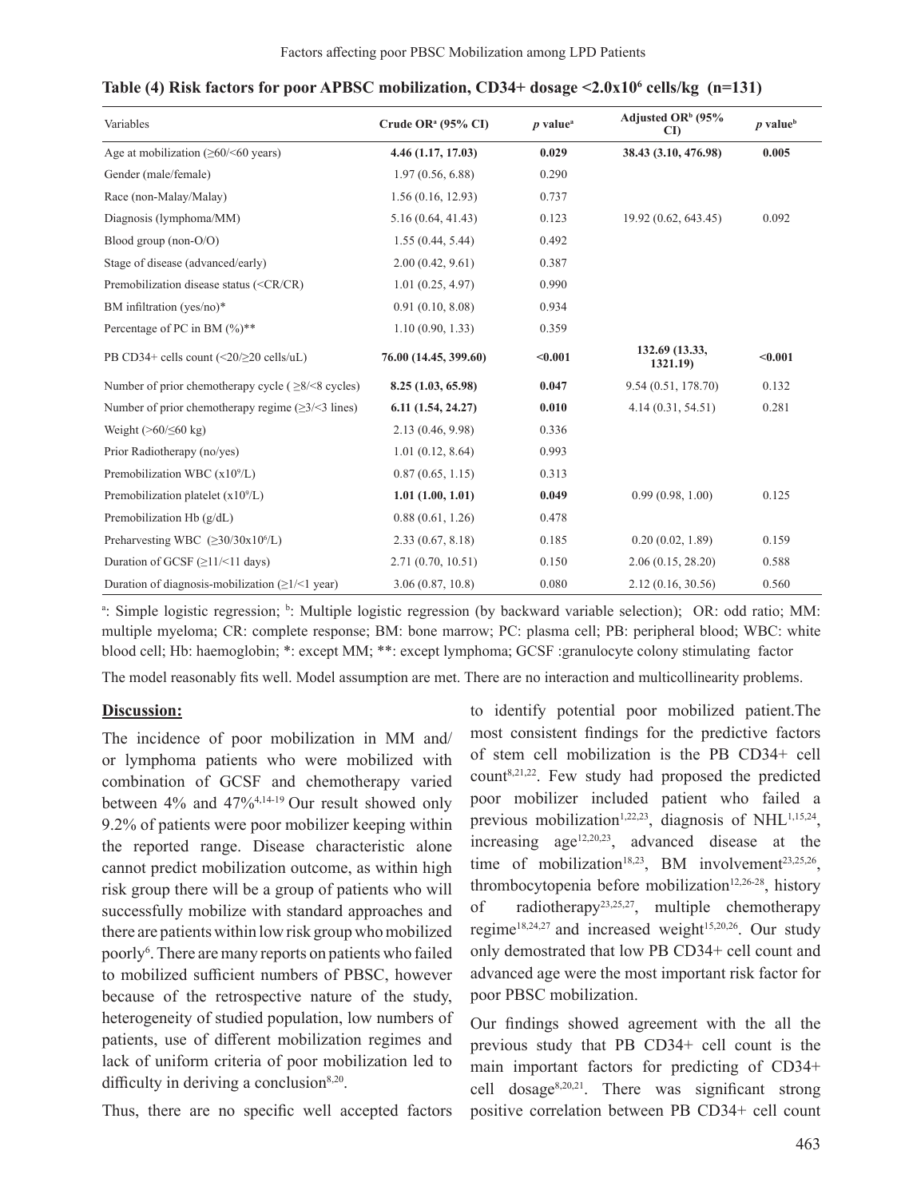**Table (4) Risk factors for poor APBSC mobilization, CD34+ dosage <2.0x10$^{6}$ cells/kg (n=131)**

| Variables | Crude OR[a] (95% CI) | $p$ value[a] | Adjusted OR[b] (95% CI) | $p$ value[b] |
|---|---|---|---|---|
| Age at mobilization (≥60/<60 years) | **4.46 (1.17, 17.03)** | **0.029** | **38.43 (3.10, 476.98)** | **0.005** |
| Gender (male/female) | 1.97 (0.56, 6.88) | 0.290 | | |
| Race (non-Malay/Malay) | 1.56 (0.16, 12.93) | 0.737 | | |
| Diagnosis (lymphoma/MM) | 5.16 (0.64, 41.43) | 0.123 | 19.92 (0.62, 643.45) | 0.092 |
| Blood group (non-O/O) | 1.55 (0.44, 5.44) | 0.492 | | |
| Stage of disease (advanced/early) | 2.00 (0.42, 9.61) | 0.387 | | |
| Premobilization disease status (<CR/CR) | 1.01 (0.25, 4.97) | 0.990 | | |
| BM infiltration (yes/no)* | 0.91 (0.10, 8.08) | 0.934 | | |
| Percentage of PC in BM (%)** | 1.10 (0.90, 1.33) | 0.359 | | |
| PB CD34+ cells count (<20/≥20 cells/uL) | **76.00 (14.45, 399.60)** | **<0.001** | **132.69 (13.33, 1321.19)** | **<0.001** |
| Number of prior chemotherapy cycle ( ≥8/<8 cycles) | **8.25 (1.03, 65.98)** | **0.047** | 9.54 (0.51, 178.70) | 0.132 |
| Number of prior chemotherapy regime (≥3/<3 lines) | **6.11 (1.54, 24.27)** | **0.010** | 4.14 (0.31, 54.51) | 0.281 |
| Weight (>60/≤60 kg) | 2.13 (0.46, 9.98) | 0.336 | | |
| Prior Radiotherapy (no/yes) | 1.01 (0.12, 8.64) | 0.993 | | |
| Premobilization WBC (x10$^{9}$/L) | 0.87 (0.65, 1.15) | 0.313 | | |
| Premobilization platelet (x10$^{9}$/L) | **1.01 (1.00, 1.01)** | **0.049** | 0.99 (0.98, 1.00) | 0.125 |
| Premobilization Hb (g/dL) | 0.88 (0.61, 1.26) | 0.478 | | |
| Preharvesting WBC (≥30/30x10$^{6}$/L) | 2.33 (0.67, 8.18) | 0.185 | 0.20 (0.02, 1.89) | 0.159 |
| Duration of GCSF (≥11/<11 days) | 2.71 (0.70, 10.51) | 0.150 | 2.06 (0.15, 28.20) | 0.588 |
| Duration of diagnosis-mobilization (≥1/<1 year) | 3.06 (0.87, 10.8) | 0.080 | 2.12 (0.16, 30.56) | 0.560 |

[a]: Simple logistic regression; [b]: Multiple logistic regression (by backward variable selection); OR: odd ratio; MM: multiple myeloma; CR: complete response; BM: bone marrow; PC: plasma cell; PB: peripheral blood; WBC: white blood cell; Hb: haemoglobin; *: except MM; **: except lymphoma; GCSF :granulocyte colony stimulating factor

The model reasonably fits well. Model assumption are met. There are no interaction and multicollinearity problems.

## Discussion:

The incidence of poor mobilization in MM and/or lymphoma patients who were mobilized with combination of GCSF and chemotherapy varied between 4% and 47%[4,14-19] Our result showed only 9.2% of patients were poor mobilizer keeping within the reported range. Disease characteristic alone cannot predict mobilization outcome, as within high risk group there will be a group of patients who will successfully mobilize with standard approaches and there are patients within low risk group who mobilized poorly[6]. There are many reports on patients who failed to mobilized sufficient numbers of PBSC, however because of the retrospective nature of the study, heterogeneity of studied population, low numbers of patients, use of different mobilization regimes and lack of uniform criteria of poor mobilization led to difficulty in deriving a conclusion[8,20].

Thus, there are no specific well accepted factors to identify potential poor mobilized patient.The most consistent findings for the predictive factors of stem cell mobilization is the PB CD34+ cell count[8,21,22]. Few study had proposed the predicted poor mobilizer included patient who failed a previous mobilization[1,22,23], diagnosis of NHL[1,15,24], increasing age[12,20,23], advanced disease at the time of mobilization[18,23], BM involvement[23,25,26], thrombocytopenia before mobilization[12,26-28], history of radiotherapy[23,25,27], multiple chemotherapy regime[18,24,27] and increased weight[15,20,26]. Our study only demostrated that low PB CD34+ cell count and advanced age were the most important risk factor for poor PBSC mobilization.

Our findings showed agreement with the all the previous study that PB CD34+ cell count is the main important factors for predicting of CD34+ cell dosage[8,20,21]. There was significant strong positive correlation between PB CD34+ cell count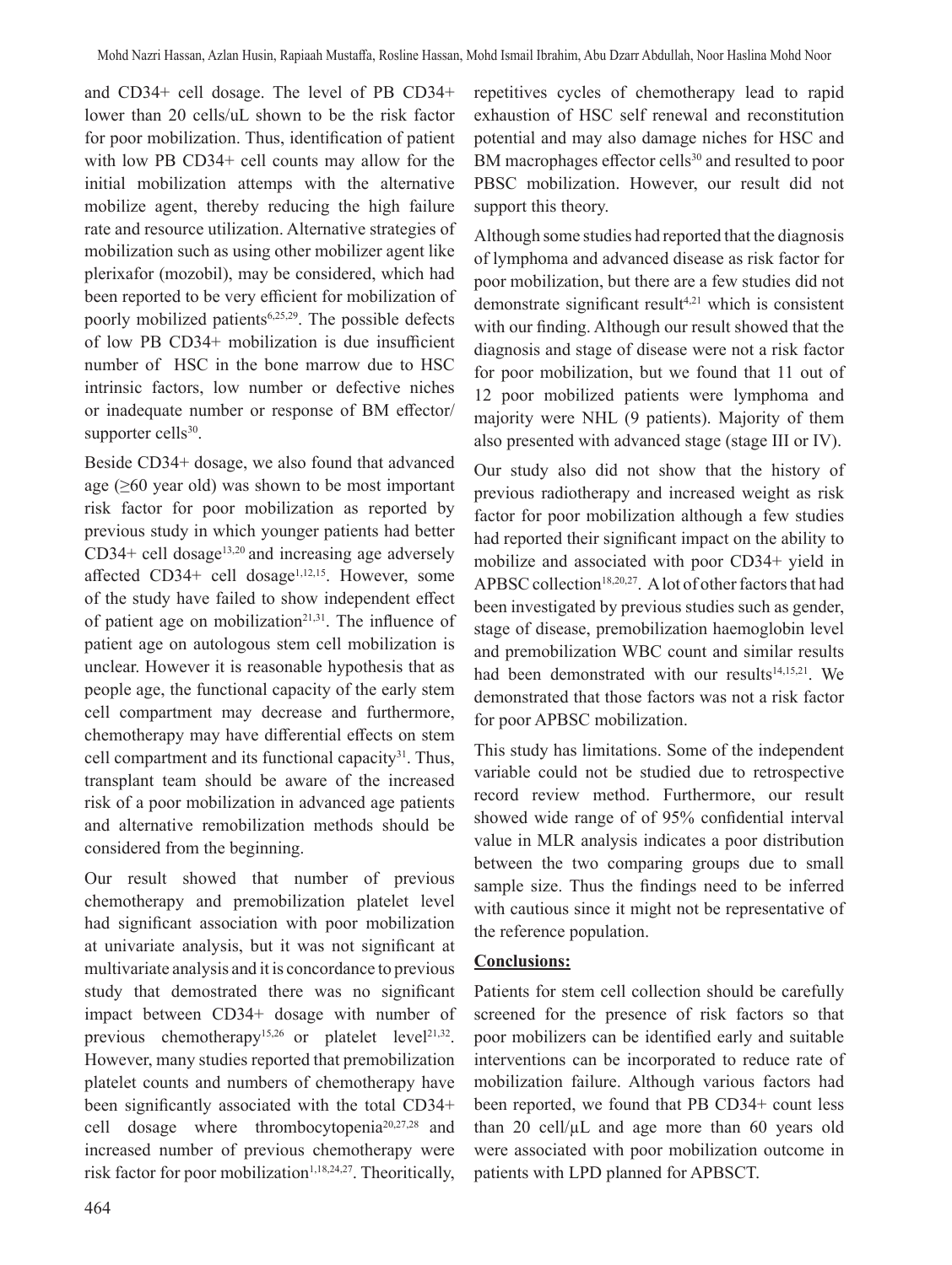and CD34+ cell dosage. The level of PB CD34+ lower than 20 cells/uL shown to be the risk factor for poor mobilization. Thus, identification of patient with low PB CD34+ cell counts may allow for the initial mobilization attemps with the alternative mobilize agent, thereby reducing the high failure rate and resource utilization. Alternative strategies of mobilization such as using other mobilizer agent like plerixafor (mozobil), may be considered, which had been reported to be very efficient for mobilization of poorly mobilized patients[6,25,29]. The possible defects of low PB CD34+ mobilization is due insufficient number of HSC in the bone marrow due to HSC intrinsic factors, low number or defective niches or inadequate number or response of BM effector/ supporter cells[30].

Beside CD34+ dosage, we also found that advanced age (≥60 year old) was shown to be most important risk factor for poor mobilization as reported by previous study in which younger patients had better CD34+ cell dosage[13,20] and increasing age adversely affected CD34+ cell dosage[1,12,15]. However, some of the study have failed to show independent effect of patient age on mobilization[21,31]. The influence of patient age on autologous stem cell mobilization is unclear. However it is reasonable hypothesis that as people age, the functional capacity of the early stem cell compartment may decrease and furthermore, chemotherapy may have differential effects on stem cell compartment and its functional capacity[31]. Thus, transplant team should be aware of the increased risk of a poor mobilization in advanced age patients and alternative remobilization methods should be considered from the beginning.

Our result showed that number of previous chemotherapy and premobilization platelet level had significant association with poor mobilization at univariate analysis, but it was not significant at multivariate analysis and it is concordance to previous study that demostrated there was no significant impact between CD34+ dosage with number of previous chemotherapy[15,26] or platelet level[21,32]. However, many studies reported that premobilization platelet counts and numbers of chemotherapy have been significantly associated with the total CD34+ cell dosage where thrombocytopenia[20,27,28] and increased number of previous chemotherapy were risk factor for poor mobilization[1,18,24,27]. Theoritically, repetitives cycles of chemotherapy lead to rapid exhaustion of HSC self renewal and reconstitution potential and may also damage niches for HSC and BM macrophages effector cells[30] and resulted to poor PBSC mobilization. However, our result did not support this theory.

Although some studies had reported that the diagnosis of lymphoma and advanced disease as risk factor for poor mobilization, but there are a few studies did not demonstrate significant result[4,21] which is consistent with our finding. Although our result showed that the diagnosis and stage of disease were not a risk factor for poor mobilization, but we found that 11 out of 12 poor mobilized patients were lymphoma and majority were NHL (9 patients). Majority of them also presented with advanced stage (stage III or IV).

Our study also did not show that the history of previous radiotherapy and increased weight as risk factor for poor mobilization although a few studies had reported their significant impact on the ability to mobilize and associated with poor CD34+ yield in APBSC collection[18,20,27]. A lot of other factors that had been investigated by previous studies such as gender, stage of disease, premobilization haemoglobin level and premobilization WBC count and similar results had been demonstrated with our results[14,15,21]. We demonstrated that those factors was not a risk factor for poor APBSC mobilization.

This study has limitations. Some of the independent variable could not be studied due to retrospective record review method. Furthermore, our result showed wide range of of 95% confidential interval value in MLR analysis indicates a poor distribution between the two comparing groups due to small sample size. Thus the findings need to be inferred with cautious since it might not be representative of the reference population.

## Conclusions:

Patients for stem cell collection should be carefully screened for the presence of risk factors so that poor mobilizers can be identified early and suitable interventions can be incorporated to reduce rate of mobilization failure. Although various factors had been reported, we found that PB CD34+ count less than 20 cell/µL and age more than 60 years old were associated with poor mobilization outcome in patients with LPD planned for APBSCT.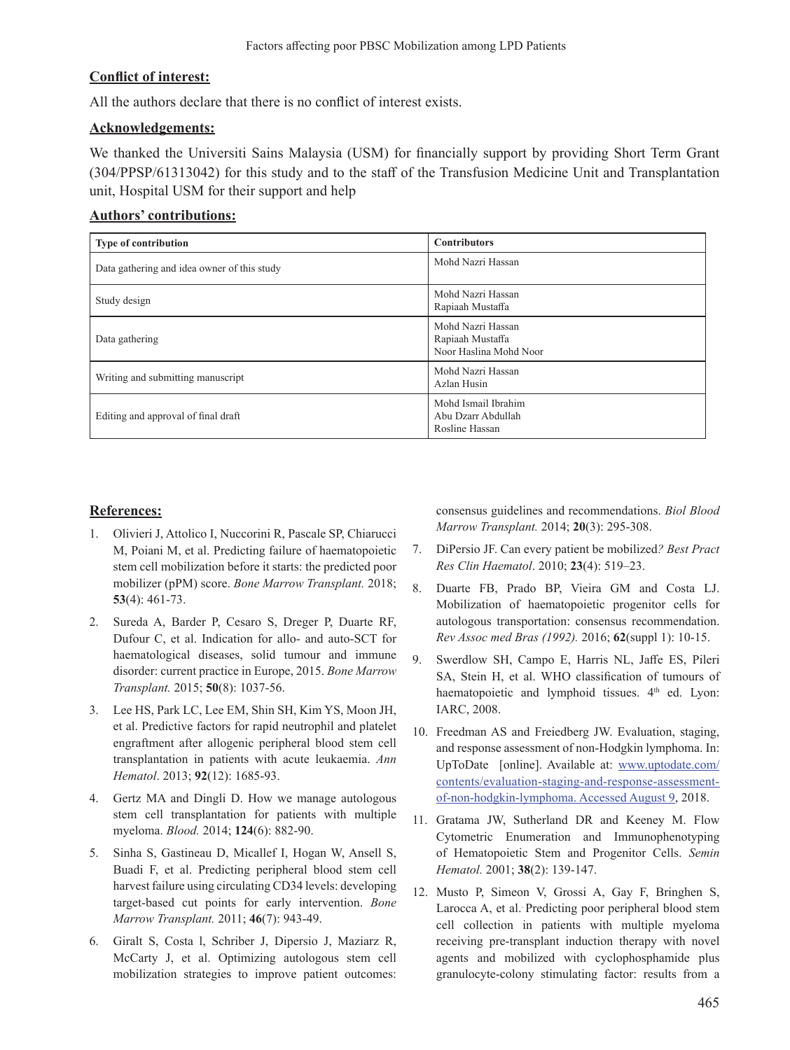## Conflict of interest:

All the authors declare that there is no conflict of interest exists.

## Acknowledgements:

We thanked the Universiti Sains Malaysia (USM) for financially support by providing Short Term Grant (304/PPSP/61313042) for this study and to the staff of the Transfusion Medicine Unit and Transplantation unit, Hospital USM for their support and help

## Authors' contributions:

| Type of contribution | Contributors |
|---|---|
| Data gathering and idea owner of this study | Mohd Nazri Hassan |
| Study design | Mohd Nazri Hassan<br>Rapiaah Mustaffa |
| Data gathering | Mohd Nazri Hassan<br>Rapiaah Mustaffa<br>Noor Haslina Mohd Noor |
| Writing and submitting manuscript | Mohd Nazri Hassan<br>Azlan Husin |
| Editing and approval of final draft | Mohd Ismail Ibrahim<br>Abu Dzarr Abdullah<br>Rosline Hassan |

## References:

1. Olivieri J, Attolico I, Nuccorini R, Pascale SP, Chiarucci M, Poiani M, et al. Predicting failure of haematopoietic stem cell mobilization before it starts: the predicted poor mobilizer (pPM) score. *Bone Marrow Transplant.* 2018; **53**(4): 461-73.

2. Sureda A, Barder P, Cesaro S, Dreger P, Duarte RF, Dufour C, et al. Indication for allo- and auto-SCT for haematological diseases, solid tumour and immune disorder: current practice in Europe, 2015. *Bone Marrow Transplant.* 2015; **50**(8): 1037-56.

3. Lee HS, Park LC, Lee EM, Shin SH, Kim YS, Moon JH, et al. Predictive factors for rapid neutrophil and platelet engraftment after allogenic peripheral blood stem cell transplantation in patients with acute leukaemia. *Ann Hematol*. 2013; **92**(12): 1685-93.

4. Gertz MA and Dingli D. How we manage autologous stem cell transplantation for patients with multiple myeloma. *Blood.* 2014; **124**(6): 882-90.

5. Sinha S, Gastineau D, Micallef I, Hogan W, Ansell S, Buadi F, et al. Predicting peripheral blood stem cell harvest failure using circulating CD34 levels: developing target-based cut points for early intervention. *Bone Marrow Transplant.* 2011; **46**(7): 943-49.

6. Giralt S, Costa l, Schriber J, Dipersio J, Maziarz R, McCarty J, et al. Optimizing autologous stem cell mobilization strategies to improve patient outcomes: consensus guidelines and recommendations. *Biol Blood Marrow Transplant.* 2014; **20**(3): 295-308.

7. DiPersio JF. Can every patient be mobilized*? Best Pract Res Clin Haematol*. 2010; **23**(4): 519–23.

8. Duarte FB, Prado BP, Vieira GM and Costa LJ. Mobilization of haematopoietic progenitor cells for autologous transportation: consensus recommendation. *Rev Assoc med Bras (1992).* 2016; **62**(suppl 1): 10-15.

9. Swerdlow SH, Campo E, Harris NL, Jaffe ES, Pileri SA, Stein H, et al. WHO classification of tumours of haematopoietic and lymphoid tissues. 4th ed. Lyon: IARC, 2008.

10. Freedman AS and Freiedberg JW. Evaluation, staging, and response assessment of non-Hodgkin lymphoma. In: UpToDate [online]. Available at: www.uptodate.com/contents/evaluation-staging-and-response-assessment-of-non-hodgkin-lymphoma. Accessed August 9, 2018.

11. Gratama JW, Sutherland DR and Keeney M. Flow Cytometric Enumeration and Immunophenotyping of Hematopoietic Stem and Progenitor Cells. *Semin Hematol.* 2001; **38**(2): 139-147.

12. Musto P, Simeon V, Grossi A, Gay F, Bringhen S, Larocca A, et al. Predicting poor peripheral blood stem cell collection in patients with multiple myeloma receiving pre-transplant induction therapy with novel agents and mobilized with cyclophosphamide plus granulocyte-colony stimulating factor: results from a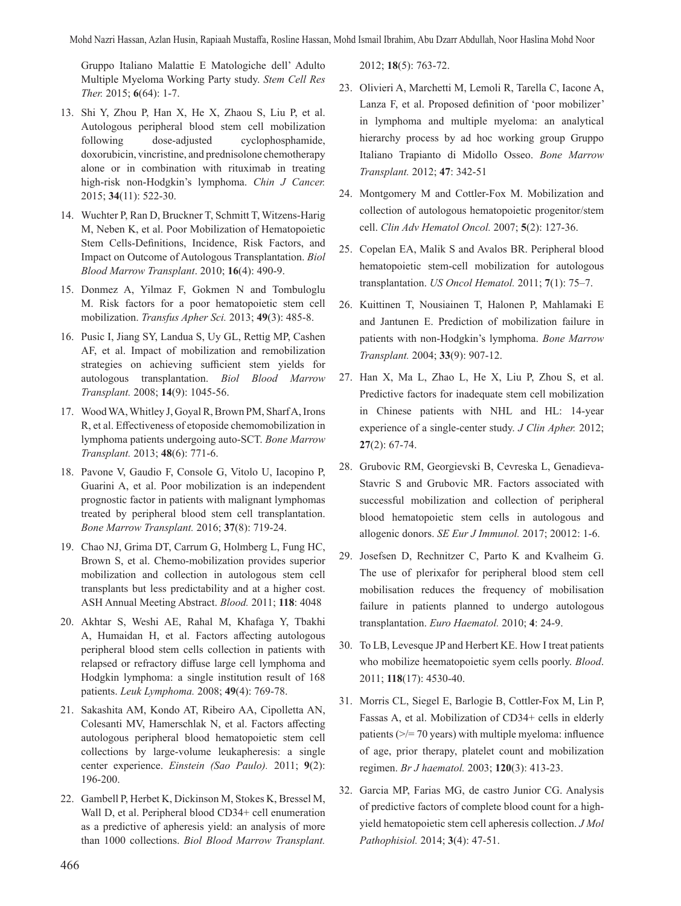Gruppo Italiano Malattie E Matologiche dell' Adulto Multiple Myeloma Working Party study. *Stem Cell Res Ther.* 2015; **6**(64): 1-7.

13. Shi Y, Zhou P, Han X, He X, Zhaou S, Liu P, et al. Autologous peripheral blood stem cell mobilization following dose-adjusted cyclophosphamide, doxorubicin, vincristine, and prednisolone chemotherapy alone or in combination with rituximab in treating high-risk non-Hodgkin's lymphoma. *Chin J Cancer.* 2015; **34**(11): 522-30.
14. Wuchter P, Ran D, Bruckner T, Schmitt T, Witzens-Harig M, Neben K, et al. Poor Mobilization of Hematopoietic Stem Cells-Definitions, Incidence, Risk Factors, and Impact on Outcome of Autologous Transplantation. *Biol Blood Marrow Transplant*. 2010; **16**(4): 490-9.
15. Donmez A, Yilmaz F, Gokmen N and Tombuloglu M. Risk factors for a poor hematopoietic stem cell mobilization. *Transfus Apher Sci.* 2013; **49**(3): 485-8.
16. Pusic I, Jiang SY, Landua S, Uy GL, Rettig MP, Cashen AF, et al. Impact of mobilization and remobilization strategies on achieving sufficient stem yields for autologous transplantation. *Biol Blood Marrow Transplant.* 2008; **14**(9): 1045-56.
17. Wood WA, Whitley J, Goyal R, Brown PM, Sharf A, Irons R, et al. Effectiveness of etoposide chemomobilization in lymphoma patients undergoing auto-SCT. *Bone Marrow Transplant.* 2013; **48**(6): 771-6.
18. Pavone V, Gaudio F, Console G, Vitolo U, Iacopino P, Guarini A, et al. Poor mobilization is an independent prognostic factor in patients with malignant lymphomas treated by peripheral blood stem cell transplantation. *Bone Marrow Transplant.* 2016; **37**(8): 719-24.
19. Chao NJ, Grima DT, Carrum G, Holmberg L, Fung HC, Brown S, et al. Chemo-mobilization provides superior mobilization and collection in autologous stem cell transplants but less predictability and at a higher cost. ASH Annual Meeting Abstract. *Blood.* 2011; **118**: 4048
20. Akhtar S, Weshi AE, Rahal M, Khafaga Y, Tbakhi A, Humaidan H, et al. Factors affecting autologous peripheral blood stem cells collection in patients with relapsed or refractory diffuse large cell lymphoma and Hodgkin lymphoma: a single institution result of 168 patients. *Leuk Lymphoma.* 2008; **49**(4): 769-78.
21. Sakashita AM, Kondo AT, Ribeiro AA, Cipolletta AN, Colesanti MV, Hamerschlak N, et al. Factors affecting autologous peripheral blood hematopoietic stem cell collections by large-volume leukapheresis: a single center experience. *Einstein (Sao Paulo).* 2011; **9**(2): 196-200.
22. Gambell P, Herbet K, Dickinson M, Stokes K, Bressel M, Wall D, et al. Peripheral blood CD34+ cell enumeration as a predictive of apheresis yield: an analysis of more than 1000 collections. *Biol Blood Marrow Transplant.* 2012; **18**(5): 763-72.
23. Olivieri A, Marchetti M, Lemoli R, Tarella C, Iacone A, Lanza F, et al. Proposed definition of 'poor mobilizer' in lymphoma and multiple myeloma: an analytical hierarchy process by ad hoc working group Gruppo Italiano Trapianto di Midollo Osseo. *Bone Marrow Transplant.* 2012; **47**: 342-51
24. Montgomery M and Cottler-Fox M. Mobilization and collection of autologous hematopoietic progenitor/stem cell. *Clin Adv Hematol Oncol.* 2007; **5**(2): 127-36.
25. Copelan EA, Malik S and Avalos BR. Peripheral blood hematopoietic stem-cell mobilization for autologous transplantation. *US Oncol Hematol.* 2011; **7**(1): 75–7.
26. Kuittinen T, Nousiainen T, Halonen P, Mahlamaki E and Jantunen E. Prediction of mobilization failure in patients with non-Hodgkin's lymphoma. *Bone Marrow Transplant.* 2004; **33**(9): 907-12.
27. Han X, Ma L, Zhao L, He X, Liu P, Zhou S, et al. Predictive factors for inadequate stem cell mobilization in Chinese patients with NHL and HL: 14-year experience of a single-center study. *J Clin Apher.* 2012; **27**(2): 67-74.
28. Grubovic RM, Georgievski B, Cevreska L, Genadieva-Stavric S and Grubovic MR. Factors associated with successful mobilization and collection of peripheral blood hematopoietic stem cells in autologous and allogenic donors. *SE Eur J Immunol.* 2017; 20012: 1-6.
29. Josefsen D, Rechnitzer C, Parto K and Kvalheim G. The use of plerixafor for peripheral blood stem cell mobilisation reduces the frequency of mobilisation failure in patients planned to undergo autologous transplantation. *Euro Haematol.* 2010; **4**: 24-9.
30. To LB, Levesque JP and Herbert KE. How I treat patients who mobilize heematopoietic syem cells poorly. *Blood*. 2011; **118**(17): 4530-40.
31. Morris CL, Siegel E, Barlogie B, Cottler-Fox M, Lin P, Fassas A, et al. Mobilization of CD34+ cells in elderly patients (>/= 70 years) with multiple myeloma: influence of age, prior therapy, platelet count and mobilization regimen. *Br J haematol.* 2003; **120**(3): 413-23.
32. Garcia MP, Farias MG, de castro Junior CG. Analysis of predictive factors of complete blood count for a high-yield hematopoietic stem cell apheresis collection. *J Mol Pathophisiol.* 2014; **3**(4): 47-51.